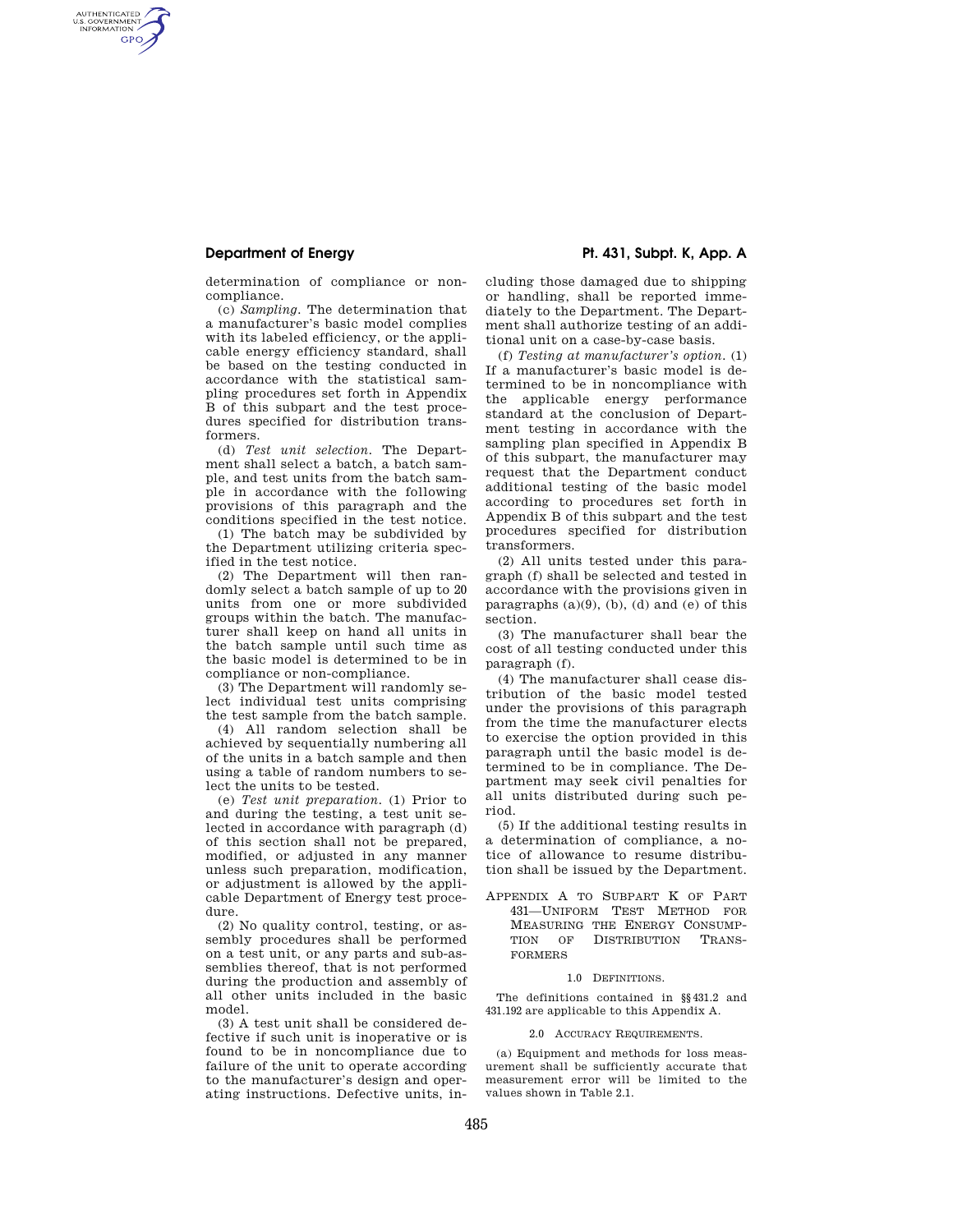determination of compliance or noncompliance.

(c) *Sampling.* The determination that a manufacturer's basic model complies with its labeled efficiency, or the applicable energy efficiency standard, shall be based on the testing conducted in accordance with the statistical sampling procedures set forth in Appendix B of this subpart and the test procedures specified for distribution transformers.

(d) *Test unit selection.* The Department shall select a batch, a batch sample, and test units from the batch sample in accordance with the following provisions of this paragraph and the conditions specified in the test notice.

(1) The batch may be subdivided by the Department utilizing criteria specified in the test notice.

(2) The Department will then randomly select a batch sample of up to 20 units from one or more subdivided groups within the batch. The manufacturer shall keep on hand all units in the batch sample until such time as the basic model is determined to be in compliance or non-compliance.

(3) The Department will randomly select individual test units comprising the test sample from the batch sample.

(4) All random selection shall be achieved by sequentially numbering all of the units in a batch sample and then using a table of random numbers to select the units to be tested.

(e) *Test unit preparation.* (1) Prior to and during the testing, a test unit selected in accordance with paragraph (d) of this section shall not be prepared, modified, or adjusted in any manner unless such preparation, modification, or adjustment is allowed by the applicable Department of Energy test procedure.

(2) No quality control, testing, or assembly procedures shall be performed on a test unit, or any parts and sub-assemblies thereof, that is not performed during the production and assembly of all other units included in the basic model.

(3) A test unit shall be considered defective if such unit is inoperative or is found to be in noncompliance due to failure of the unit to operate according to the manufacturer's design and operating instructions. Defective units, including those damaged due to shipping or handling, shall be reported immediately to the Department. The Department shall authorize testing of an additional unit on a case-by-case basis.

(f) *Testing at manufacturer's option.* (1) If a manufacturer's basic model is determined to be in noncompliance with the applicable energy performance standard at the conclusion of Department testing in accordance with the sampling plan specified in Appendix B of this subpart, the manufacturer may request that the Department conduct additional testing of the basic model according to procedures set forth in Appendix B of this subpart and the test procedures specified for distribution transformers.

(2) All units tested under this paragraph (f) shall be selected and tested in accordance with the provisions given in paragraphs (a)(9), (b), (d) and (e) of this section.

(3) The manufacturer shall bear the cost of all testing conducted under this paragraph (f).

(4) The manufacturer shall cease distribution of the basic model tested under the provisions of this paragraph from the time the manufacturer elects to exercise the option provided in this paragraph until the basic model is determined to be in compliance. The Department may seek civil penalties for all units distributed during such period.

(5) If the additional testing results in a determination of compliance, a notice of allowance to resume distribution shall be issued by the Department.

## Appendix A to Subpart K of Part 431—Uniform Test Method for Measuring the Energy Consumption of Distribution Transformers

### 1.0 Definitions.

The definitions contained in §§ 431.2 and 431.192 are applicable to this Appendix A.

### 2.0 Accuracy Requirements.

(a) Equipment and methods for loss measurement shall be sufficiently accurate that measurement error will be limited to the values shown in Table 2.1.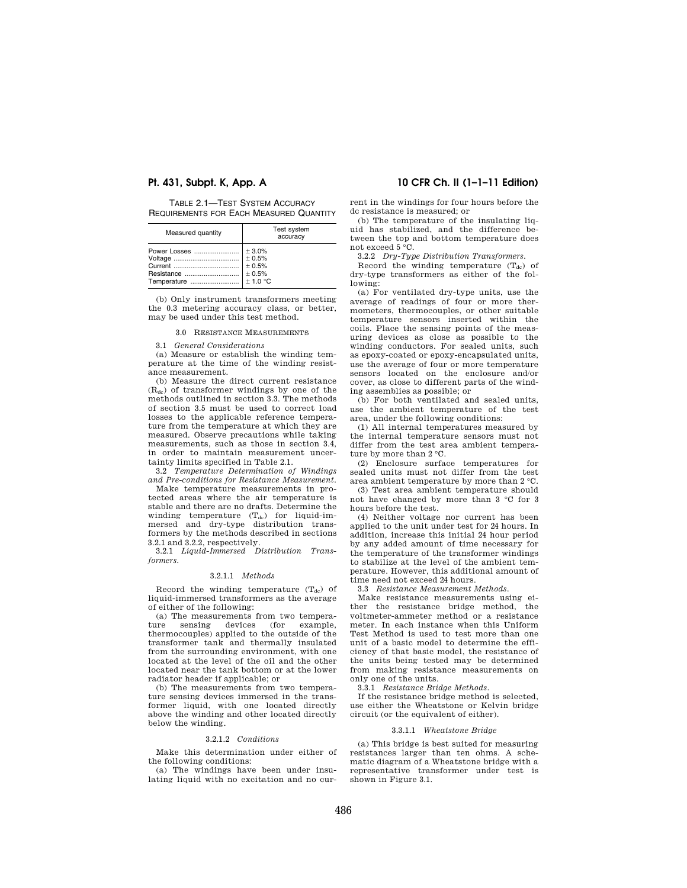TABLE 2.1—TEST SYSTEM ACCURACY REQUIREMENTS FOR EACH MEASURED QUANTITY

| Measured quantity | Test system accuracy |
| --- | --- |
| Power Losses | ± 3.0% |
| Voltage | ± 0.5% |
| Current | ± 0.5% |
| Resistance | ± 0.5% |
| Temperature | ± 1.0 °C |

(b) Only instrument transformers meeting the 0.3 metering accuracy class, or better, may be used under this test method.

### 3.0 RESISTANCE MEASUREMENTS

3.1 *General Considerations*

(a) Measure or establish the winding temperature at the time of the winding resistance measurement.

(b) Measure the direct current resistance ($R_{dc}$) of transformer windings by one of the methods outlined in section 3.3. The methods of section 3.5 must be used to correct load losses to the applicable reference temperature from the temperature at which they are measured. Observe precautions while taking measurements, such as those in section 3.4, in order to maintain measurement uncertainty limits specified in Table 2.1.

3.2 *Temperature Determination of Windings and Pre-conditions for Resistance Measurement.*

Make temperature measurements in protected areas where the air temperature is stable and there are no drafts. Determine the winding temperature ($T_{dc}$) for liquid-immersed and dry-type distribution transformers by the methods described in sections 3.2.1 and 3.2.2, respectively.

3.2.1 *Liquid-Immersed Distribution Transformers.*

#### 3.2.1.1 *Methods*

Record the winding temperature ($T_{dc}$) of liquid-immersed transformers as the average of either of the following:

(a) The measurements from two temperature sensing devices (for example, thermocouples) applied to the outside of the transformer tank and thermally insulated from the surrounding environment, with one located at the level of the oil and the other located near the tank bottom or at the lower radiator header if applicable; or

(b) The measurements from two temperature sensing devices immersed in the transformer liquid, with one located directly above the winding and other located directly below the winding.

#### 3.2.1.2 *Conditions*

Make this determination under either of the following conditions:

(a) The windings have been under insulating liquid with no excitation and no current in the windings for four hours before the dc resistance is measured; or

(b) The temperature of the insulating liquid has stabilized, and the difference between the top and bottom temperature does not exceed 5 °C.

3.2.2 *Dry-Type Distribution Transformers.*

Record the winding temperature ($T_{dc}$) of dry-type transformers as either of the following:

(a) For ventilated dry-type units, use the average of readings of four or more thermometers, thermocouples, or other suitable temperature sensors inserted within the coils. Place the sensing points of the measuring devices as close as possible to the winding conductors. For sealed units, such as epoxy-coated or epoxy-encapsulated units, use the average of four or more temperature sensors located on the enclosure and/or cover, as close to different parts of the winding assemblies as possible; or

(b) For both ventilated and sealed units, use the ambient temperature of the test area, under the following conditions:

(1) All internal temperatures measured by the internal temperature sensors must not differ from the test area ambient temperature by more than 2 °C.

(2) Enclosure surface temperatures for sealed units must not differ from the test area ambient temperature by more than 2 °C.

(3) Test area ambient temperature should not have changed by more than 3 °C for 3 hours before the test.

(4) Neither voltage nor current has been applied to the unit under test for 24 hours. In addition, increase this initial 24 hour period by any added amount of time necessary for the temperature of the transformer windings to stabilize at the level of the ambient temperature. However, this additional amount of time need not exceed 24 hours.

3.3 *Resistance Measurement Methods.*

Make resistance measurements using either the resistance bridge method, the voltmeter-ammeter method or a resistance meter. In each instance when this Uniform Test Method is used to test more than one unit of a basic model to determine the efficiency of that basic model, the resistance of the units being tested may be determined from making resistance measurements on only one of the units.

3.3.1 *Resistance Bridge Methods.*

If the resistance bridge method is selected, use either the Wheatstone or Kelvin bridge circuit (or the equivalent of either).

#### 3.3.1.1 *Wheatstone Bridge*

(a) This bridge is best suited for measuring resistances larger than ten ohms. A schematic diagram of a Wheatstone bridge with a representative transformer under test is shown in Figure 3.1.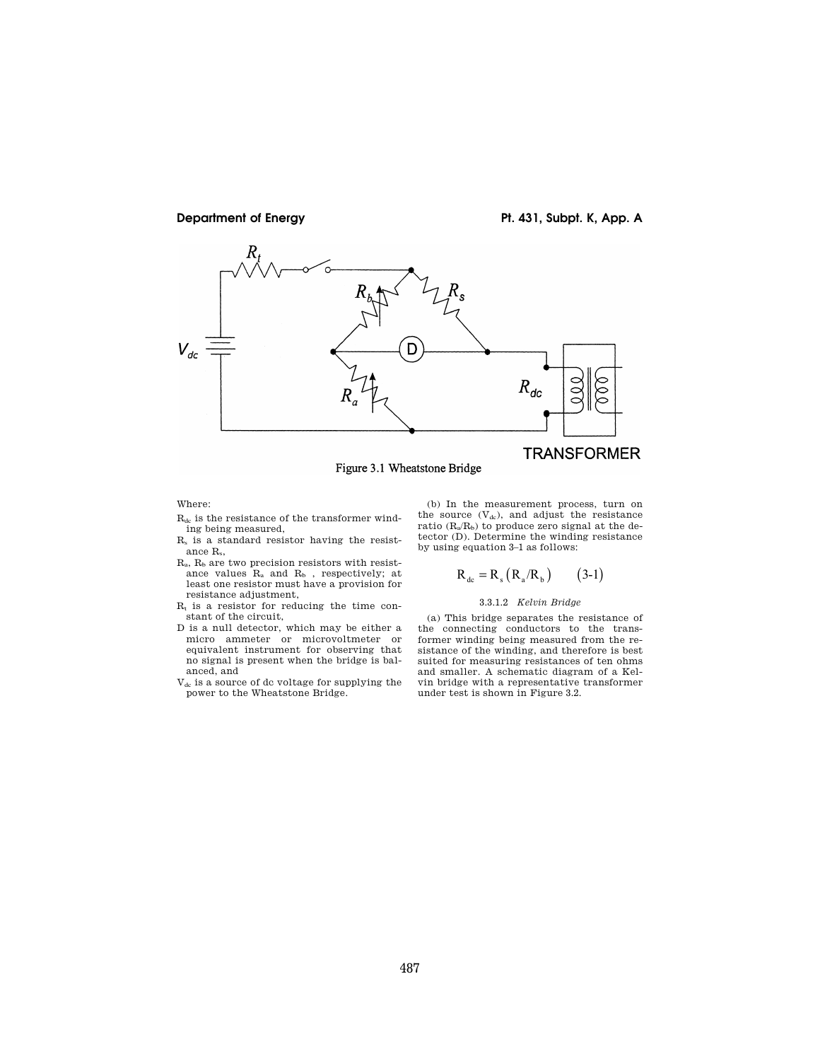Figure 3.1 Wheatstone Bridge

Where:

- $R_{dc}$ is the resistance of the transformer winding being measured,
- $R_s$ is a standard resistor having the resistance $R_s$,
- $R_a$, $R_b$ are two precision resistors with resistance values $R_a$ and $R_b$ , respectively; at least one resistor must have a provision for resistance adjustment,
- $R_t$ is a resistor for reducing the time constant of the circuit,
- D is a null detector, which may be either a micro ammeter or microvoltmeter or equivalent instrument for observing that no signal is present when the bridge is balanced, and
- $V_{dc}$ is a source of dc voltage for supplying the power to the Wheatstone Bridge.

(b) In the measurement process, turn on the source ($V_{dc}$), and adjust the resistance ratio ($R_a/R_b$) to produce zero signal at the detector (D). Determine the winding resistance by using equation 3–1 as follows:

$$R_{dc} = R_s \left(R_a/R_b\right) \qquad (3\text{-}1)$$

3.3.1.2 *Kelvin Bridge*

(a) This bridge separates the resistance of the connecting conductors to the transformer winding being measured from the resistance of the winding, and therefore is best suited for measuring resistances of ten ohms and smaller. A schematic diagram of a Kelvin bridge with a representative transformer under test is shown in Figure 3.2.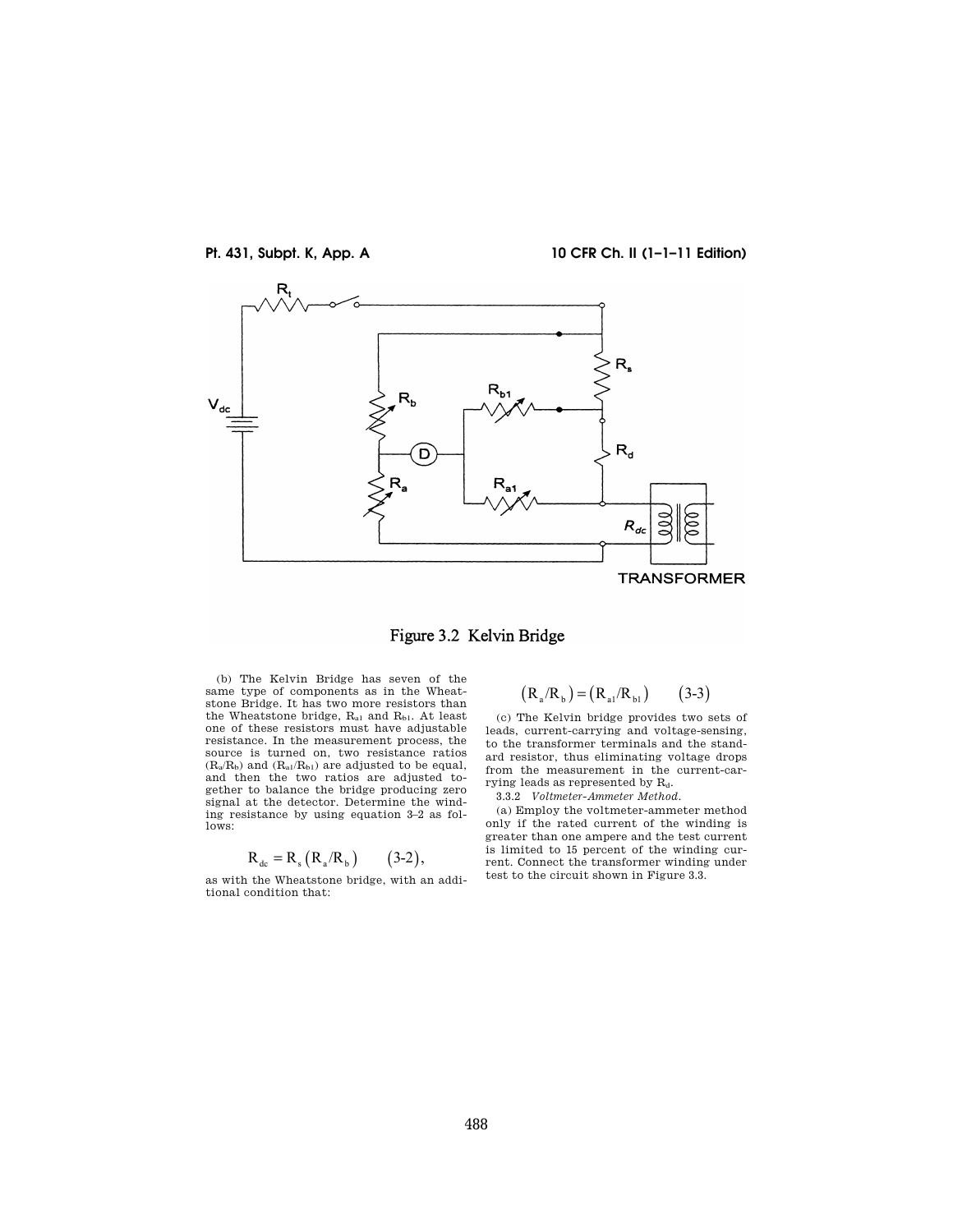Figure 3.2 Kelvin Bridge

(b) The Kelvin Bridge has seven of the same type of components as in the Wheatstone Bridge. It has two more resistors than the Wheatstone bridge, $R_{a1}$ and $R_{b1}$. At least one of these resistors must have adjustable resistance. In the measurement process, the source is turned on, two resistance ratios $(R_a/R_b)$ and $(R_{a1}/R_{b1})$ are adjusted to be equal, and then the two ratios are adjusted together to balance the bridge producing zero signal at the detector. Determine the winding resistance by using equation 3–2 as follows:

$$R_{dc} = R_s (R_a/R_b) \qquad (3\text{-}2),$$

as with the Wheatstone bridge, with an additional condition that:

$$(R_a/R_b) = (R_{a1}/R_{b1}) \qquad (3\text{-}3)$$

(c) The Kelvin bridge provides two sets of leads, current-carrying and voltage-sensing, to the transformer terminals and the standard resistor, thus eliminating voltage drops from the measurement in the current-carrying leads as represented by $R_d$.

3.3.2 *Voltmeter-Ammeter Method.*

(a) Employ the voltmeter-ammeter method only if the rated current of the winding is greater than one ampere and the test current is limited to 15 percent of the winding current. Connect the transformer winding under test to the circuit shown in Figure 3.3.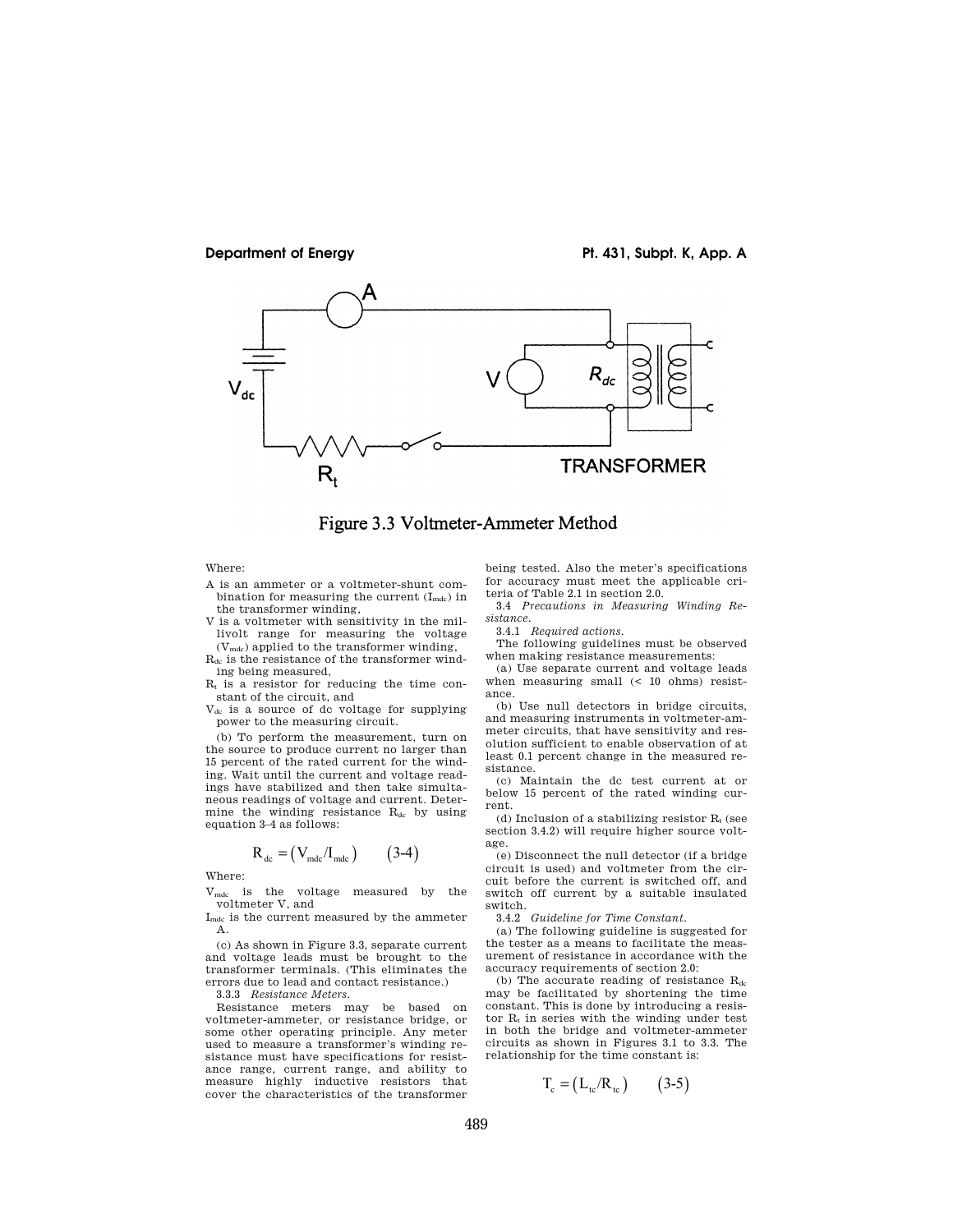Figure 3.3 Voltmeter-Ammeter Method

Where:

A is an ammeter or a voltmeter-shunt combination for measuring the current ($I_{mdc}$) in the transformer winding,

V is a voltmeter with sensitivity in the millivolt range for measuring the voltage ($V_{mdc}$) applied to the transformer winding,

$R_{dc}$ is the resistance of the transformer winding being measured,

$R_t$ is a resistor for reducing the time constant of the circuit, and

$V_{dc}$ is a source of dc voltage for supplying power to the measuring circuit.

(b) To perform the measurement, turn on the source to produce current no larger than 15 percent of the rated current for the winding. Wait until the current and voltage readings have stabilized and then take simultaneous readings of voltage and current. Determine the winding resistance $R_{dc}$ by using equation 3–4 as follows:

$$R_{dc} = (V_{mdc}/I_{mdc}) \qquad (3\text{-}4)$$

Where:

$V_{mdc}$ is the voltage measured by the voltmeter V, and

$I_{mdc}$ is the current measured by the ammeter A.

(c) As shown in Figure 3.3, separate current and voltage leads must be brought to the transformer terminals. (This eliminates the errors due to lead and contact resistance.)

3.3.3 *Resistance Meters.*

Resistance meters may be based on voltmeter-ammeter, or resistance bridge, or some other operating principle. Any meter used to measure a transformer's winding resistance must have specifications for resistance range, current range, and ability to measure highly inductive resistors that cover the characteristics of the transformer being tested. Also the meter's specifications for accuracy must meet the applicable criteria of Table 2.1 in section 2.0.

3.4 *Precautions in Measuring Winding Resistance.*

3.4.1 *Required actions.*

The following guidelines must be observed when making resistance measurements:

(a) Use separate current and voltage leads when measuring small (< 10 ohms) resistance.

(b) Use null detectors in bridge circuits, and measuring instruments in voltmeter-ammeter circuits, that have sensitivity and resolution sufficient to enable observation of at least 0.1 percent change in the measured resistance.

(c) Maintain the dc test current at or below 15 percent of the rated winding current.

(d) Inclusion of a stabilizing resistor $R_t$ (see section 3.4.2) will require higher source voltage.

(e) Disconnect the null detector (if a bridge circuit is used) and voltmeter from the circuit before the current is switched off, and switch off current by a suitable insulated switch.

3.4.2 *Guideline for Time Constant.*

(a) The following guideline is suggested for the tester as a means to facilitate the measurement of resistance in accordance with the accuracy requirements of section 2.0:

(b) The accurate reading of resistance $R_{dc}$ may be facilitated by shortening the time constant. This is done by introducing a resistor $R_t$ in series with the winding under test in both the bridge and voltmeter-ammeter circuits as shown in Figures 3.1 to 3.3. The relationship for the time constant is:

$$T_c = (L_{tc}/R_{tc}) \qquad (3\text{-}5)$$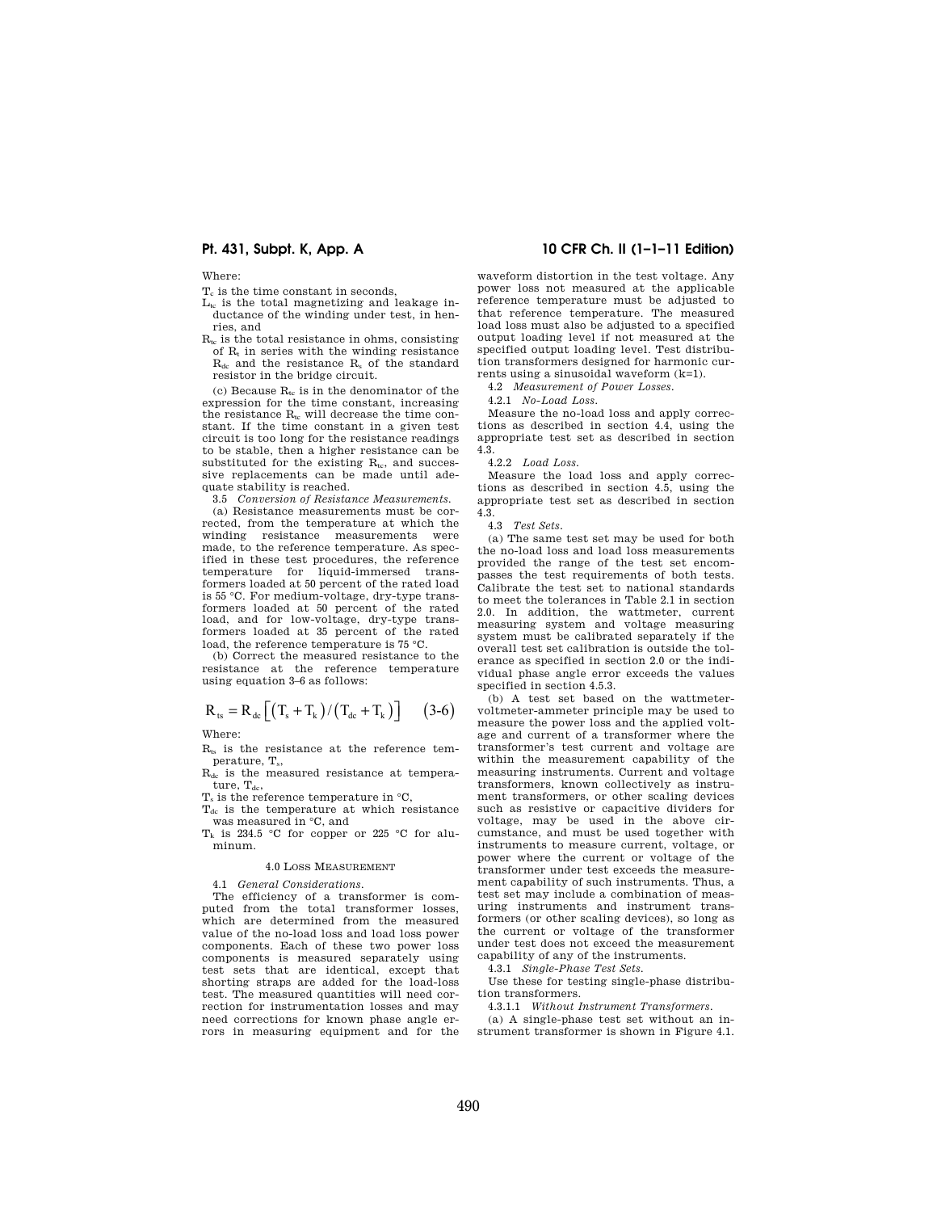Where:

$T_c$ is the time constant in seconds,

$L_{tc}$ is the total magnetizing and leakage inductance of the winding under test, in henries, and

$R_{tc}$ is the total resistance in ohms, consisting of $R_t$ in series with the winding resistance $R_{dc}$ and the resistance $R_s$ of the standard resistor in the bridge circuit.

(c) Because $R_{tc}$ is in the denominator of the expression for the time constant, increasing the resistance $R_{tc}$ will decrease the time constant. If the time constant in a given test circuit is too long for the resistance readings to be stable, then a higher resistance can be substituted for the existing $R_{tc}$, and successive replacements can be made until adequate stability is reached.

3.5 *Conversion of Resistance Measurements.*

(a) Resistance measurements must be corrected, from the temperature at which the winding resistance measurements were made, to the reference temperature. As specified in these test procedures, the reference temperature for liquid-immersed transformers loaded at 50 percent of the rated load is 55 °C. For medium-voltage, dry-type transformers loaded at 50 percent of the rated load, and for low-voltage, dry-type transformers loaded at 35 percent of the rated load, the reference temperature is 75 °C.

(b) Correct the measured resistance to the resistance at the reference temperature using equation 3–6 as follows:

$$R_{ts} = R_{dc}\left[\left(T_s + T_k\right)/\left(T_{dc} + T_k\right)\right] \qquad (3\text{-}6)$$

Where:

$R_{ts}$ is the resistance at the reference temperature, $T_s$,

$R_{dc}$ is the measured resistance at temperature, $T_{dc}$,

$T_s$ is the reference temperature in °C,

$T_{dc}$ is the temperature at which resistance was measured in °C, and

$T_k$ is 234.5 °C for copper or 225 °C for aluminum.

## 4.0 Loss Measurement

4.1 *General Considerations.*

The efficiency of a transformer is computed from the total transformer losses, which are determined from the measured value of the no-load loss and load loss power components. Each of these two power loss components is measured separately using test sets that are identical, except that shorting straps are added for the load-loss test. The measured quantities will need correction for instrumentation losses and may need corrections for known phase angle errors in measuring equipment and for the waveform distortion in the test voltage. Any power loss not measured at the applicable reference temperature must be adjusted to that reference temperature. The measured load loss must also be adjusted to a specified output loading level if not measured at the specified output loading level. Test distribution transformers designed for harmonic currents using a sinusoidal waveform (k=1).

4.2 *Measurement of Power Losses.*

4.2.1 *No-Load Loss.*

Measure the no-load loss and apply corrections as described in section 4.4, using the appropriate test set as described in section 4.3.

4.2.2 *Load Loss.*

Measure the load loss and apply corrections as described in section 4.5, using the appropriate test set as described in section 4.3.

4.3 *Test Sets.*

(a) The same test set may be used for both the no-load loss and load loss measurements provided the range of the test set encompasses the test requirements of both tests. Calibrate the test set to national standards to meet the tolerances in Table 2.1 in section 2.0. In addition, the wattmeter, current measuring system and voltage measuring system must be calibrated separately if the overall test set calibration is outside the tolerance as specified in section 2.0 or the individual phase angle error exceeds the values specified in section 4.5.3.

(b) A test set based on the wattmeter-voltmeter-ammeter principle may be used to measure the power loss and the applied voltage and current of a transformer where the transformer's test current and voltage are within the measurement capability of the measuring instruments. Current and voltage transformers, known collectively as instrument transformers, or other scaling devices such as resistive or capacitive dividers for voltage, may be used in the above circumstance, and must be used together with instruments to measure current, voltage, or power where the current or voltage of the transformer under test exceeds the measurement capability of such instruments. Thus, a test set may include a combination of measuring instruments and instrument transformers (or other scaling devices), so long as the current or voltage of the transformer under test does not exceed the measurement capability of any of the instruments.

4.3.1 *Single-Phase Test Sets.*

Use these for testing single-phase distribution transformers.

4.3.1.1 *Without Instrument Transformers.*

(a) A single-phase test set without an instrument transformer is shown in Figure 4.1.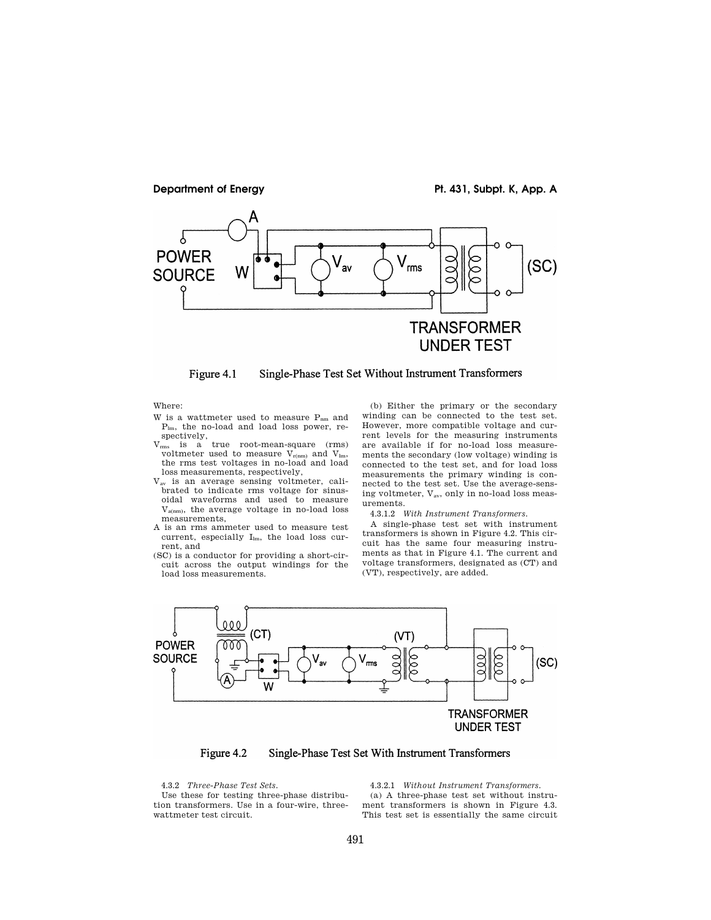Figure 4.1 Single-Phase Test Set Without Instrument Transformers

Where:

- W is a wattmeter used to measure $P_{nm}$ and $P_{lm}$, the no-load and load loss power, respectively,
- $V_{rms}$ is a true root-mean-square (rms) voltmeter used to measure $V_{r(nm)}$ and $V_{lm}$, the rms test voltages in no-load and load loss measurements, respectively,
- $V_{av}$ is an average sensing voltmeter, calibrated to indicate rms voltage for sinusoidal waveforms and used to measure $V_{a(nm)}$, the average voltage in no-load loss measurements,
- A is an rms ammeter used to measure test current, especially $I_{lm}$, the load loss current, and
- (SC) is a conductor for providing a short-circuit across the output windings for the load loss measurements.

(b) Either the primary or the secondary winding can be connected to the test set. However, more compatible voltage and current levels for the measuring instruments are available if for no-load loss measurements the secondary (low voltage) winding is connected to the test set, and for load loss measurements the primary winding is connected to the test set. Use the average-sensing voltmeter, $V_{av}$, only in no-load loss measurements.

4.3.1.2 *With Instrument Transformers.*

A single-phase test set with instrument transformers is shown in Figure 4.2. This circuit has the same four measuring instruments as that in Figure 4.1. The current and voltage transformers, designated as (CT) and (VT), respectively, are added.

Figure 4.2 Single-Phase Test Set With Instrument Transformers

4.3.2 *Three-Phase Test Sets.*

Use these for testing three-phase distribution transformers. Use in a four-wire, three-wattmeter test circuit.

4.3.2.1 *Without Instrument Transformers.*

(a) A three-phase test set without instrument transformers is shown in Figure 4.3. This test set is essentially the same circuit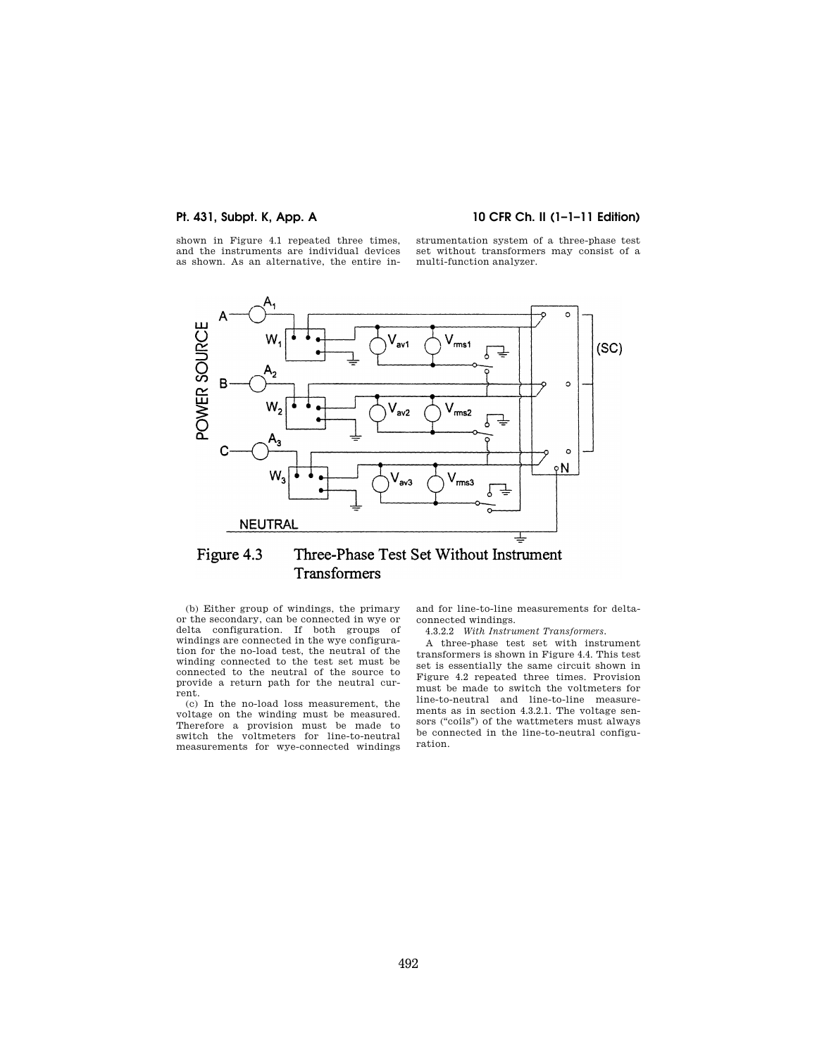shown in Figure 4.1 repeated three times, and the instruments are individual devices as shown. As an alternative, the entire instrumentation system of a three-phase test set without transformers may consist of a multi-function analyzer.

Figure 4.3 Three-Phase Test Set Without Instrument Transformers

(b) Either group of windings, the primary or the secondary, can be connected in wye or delta configuration. If both groups of windings are connected in the wye configuration for the no-load test, the neutral of the winding connected to the test set must be connected to the neutral of the source to provide a return path for the neutral current.

(c) In the no-load loss measurement, the voltage on the winding must be measured. Therefore a provision must be made to switch the voltmeters for line-to-neutral measurements for wye-connected windings and for line-to-line measurements for delta-connected windings.

4.3.2.2 *With Instrument Transformers.*

A three-phase test set with instrument transformers is shown in Figure 4.4. This test set is essentially the same circuit shown in Figure 4.2 repeated three times. Provision must be made to switch the voltmeters for line-to-neutral and line-to-line measurements as in section 4.3.2.1. The voltage sensors ("coils") of the wattmeters must always be connected in the line-to-neutral configuration.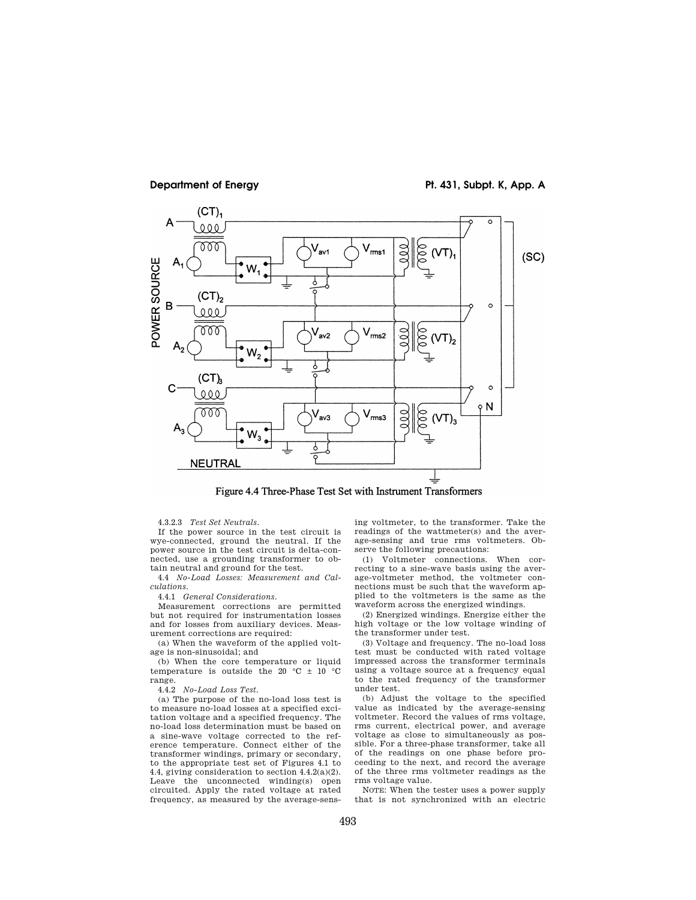Figure 4.4 Three-Phase Test Set with Instrument Transformers

4.3.2.3 *Test Set Neutrals.*

If the power source in the test circuit is wye-connected, ground the neutral. If the power source in the test circuit is delta-connected, use a grounding transformer to obtain neutral and ground for the test.

4.4 *No-Load Losses: Measurement and Calculations.*

4.4.1 *General Considerations.*

Measurement corrections are permitted but not required for instrumentation losses and for losses from auxiliary devices. Measurement corrections are required:

(a) When the waveform of the applied voltage is non-sinusoidal; and

(b) When the core temperature or liquid temperature is outside the 20 °C ± 10 °C range.

4.4.2 *No-Load Loss Test.*

(a) The purpose of the no-load loss test is to measure no-load losses at a specified excitation voltage and a specified frequency. The no-load loss determination must be based on a sine-wave voltage corrected to the reference temperature. Connect either of the transformer windings, primary or secondary, to the appropriate test set of Figures 4.1 to 4.4, giving consideration to section 4.4.2(a)(2). Leave the unconnected winding(s) open circuited. Apply the rated voltage at rated frequency, as measured by the average-sensing voltmeter, to the transformer. Take the readings of the wattmeter(s) and the average-sensing and true rms voltmeters. Observe the following precautions:

(1) Voltmeter connections. When correcting to a sine-wave basis using the average-voltmeter method, the voltmeter connections must be such that the waveform applied to the voltmeters is the same as the waveform across the energized windings.

(2) Energized windings. Energize either the high voltage or the low voltage winding of the transformer under test.

(3) Voltage and frequency. The no-load loss test must be conducted with rated voltage impressed across the transformer terminals using a voltage source at a frequency equal to the rated frequency of the transformer under test.

(b) Adjust the voltage to the specified value as indicated by the average-sensing voltmeter. Record the values of rms voltage, rms current, electrical power, and average voltage as close to simultaneously as possible. For a three-phase transformer, take all of the readings on one phase before proceeding to the next, and record the average of the three rms voltmeter readings as the rms voltage value.

NOTE: When the tester uses a power supply that is not synchronized with an electric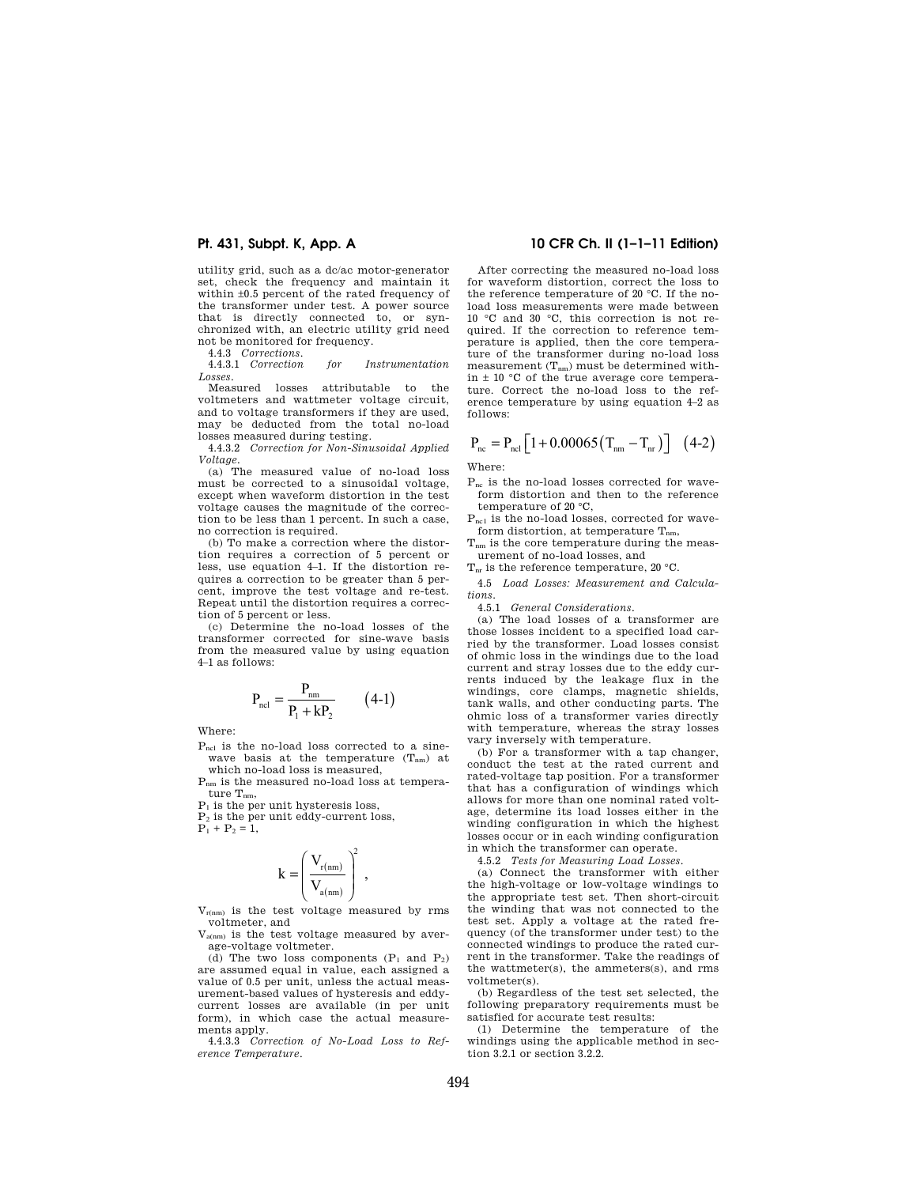utility grid, such as a dc/ac motor-generator set, check the frequency and maintain it within ±0.5 percent of the rated frequency of the transformer under test. A power source that is directly connected to, or synchronized with, an electric utility grid need not be monitored for frequency.

4.4.3 *Corrections.*

4.4.3.1 *Correction for Instrumentation Losses.*

Measured losses attributable to the voltmeters and wattmeter voltage circuit, and to voltage transformers if they are used, may be deducted from the total no-load losses measured during testing.

4.4.3.2 *Correction for Non-Sinusoidal Applied Voltage.*

(a) The measured value of no-load loss must be corrected to a sinusoidal voltage, except when waveform distortion in the test voltage causes the magnitude of the correction to be less than 1 percent. In such a case, no correction is required.

(b) To make a correction where the distortion requires a correction of 5 percent or less, use equation 4–1. If the distortion requires a correction to be greater than 5 percent, improve the test voltage and re-test. Repeat until the distortion requires a correction of 5 percent or less.

(c) Determine the no-load losses of the transformer corrected for sine-wave basis from the measured value by using equation 4–1 as follows:

$$P_{ncl} = \frac{P_{nm}}{P_1 + kP_2} \qquad (4\text{-}1)$$

Where:

$P_{ncl}$ is the no-load loss corrected to a sine-wave basis at the temperature ($T_{nm}$) at which no-load loss is measured,

$P_{nm}$ is the measured no-load loss at temperature $T_{nm}$,

$P_1$ is the per unit hysteresis loss,

$P_2$ is the per unit eddy-current loss,

$P_1 + P_2 = 1$,

$$k = \left( \frac{V_{r(nm)}}{V_{a(nm)}} \right)^2,$$

$V_{r(nm)}$ is the test voltage measured by rms voltmeter, and

$V_{a(nm)}$ is the test voltage measured by average-voltage voltmeter.

(d) The two loss components ($P_1$ and $P_2$) are assumed equal in value, each assigned a value of 0.5 per unit, unless the actual measurement-based values of hysteresis and eddy-current losses are available (in per unit form), in which case the actual measurements apply.

4.4.3.3 *Correction of No-Load Loss to Reference Temperature.*

After correcting the measured no-load loss for waveform distortion, correct the loss to the reference temperature of 20 °C. If the no-load loss measurements were made between 10 °C and 30 °C, this correction is not required. If the correction to reference temperature is applied, then the core temperature of the transformer during no-load loss measurement ($T_{nm}$) must be determined within ± 10 °C of the true average core temperature. Correct the no-load loss to the reference temperature by using equation 4–2 as follows:

$$P_{nc} = P_{ncl}\left[1 + 0.00065\left(T_{nm} - T_{nr}\right)\right] \qquad (4\text{-}2)$$

Where:

$P_{nc}$ is the no-load losses corrected for waveform distortion and then to the reference temperature of 20 °C,

$P_{ncl}$ is the no-load losses, corrected for waveform distortion, at temperature $T_{nm}$,

$T_{nm}$ is the core temperature during the measurement of no-load losses, and

$T_{nr}$ is the reference temperature, 20 °C.

4.5 *Load Losses: Measurement and Calculations.*

4.5.1 *General Considerations.*

(a) The load losses of a transformer are those losses incident to a specified load carried by the transformer. Load losses consist of ohmic loss in the windings due to the load current and stray losses due to the eddy currents induced by the leakage flux in the windings, core clamps, magnetic shields, tank walls, and other conducting parts. The ohmic loss of a transformer varies directly with temperature, whereas the stray losses vary inversely with temperature.

(b) For a transformer with a tap changer, conduct the test at the rated current and rated-voltage tap position. For a transformer that has a configuration of windings which allows for more than one nominal rated voltage, determine its load losses either in the winding configuration in which the highest losses occur or in each winding configuration in which the transformer can operate.

4.5.2 *Tests for Measuring Load Losses.*

(a) Connect the transformer with either the high-voltage or low-voltage windings to the appropriate test set. Then short-circuit the winding that was not connected to the test set. Apply a voltage at the rated frequency (of the transformer under test) to the connected windings to produce the rated current in the transformer. Take the readings of the wattmeter(s), the ammeters(s), and rms voltmeter(s).

(b) Regardless of the test set selected, the following preparatory requirements must be satisfied for accurate test results:

(1) Determine the temperature of the windings using the applicable method in section 3.2.1 or section 3.2.2.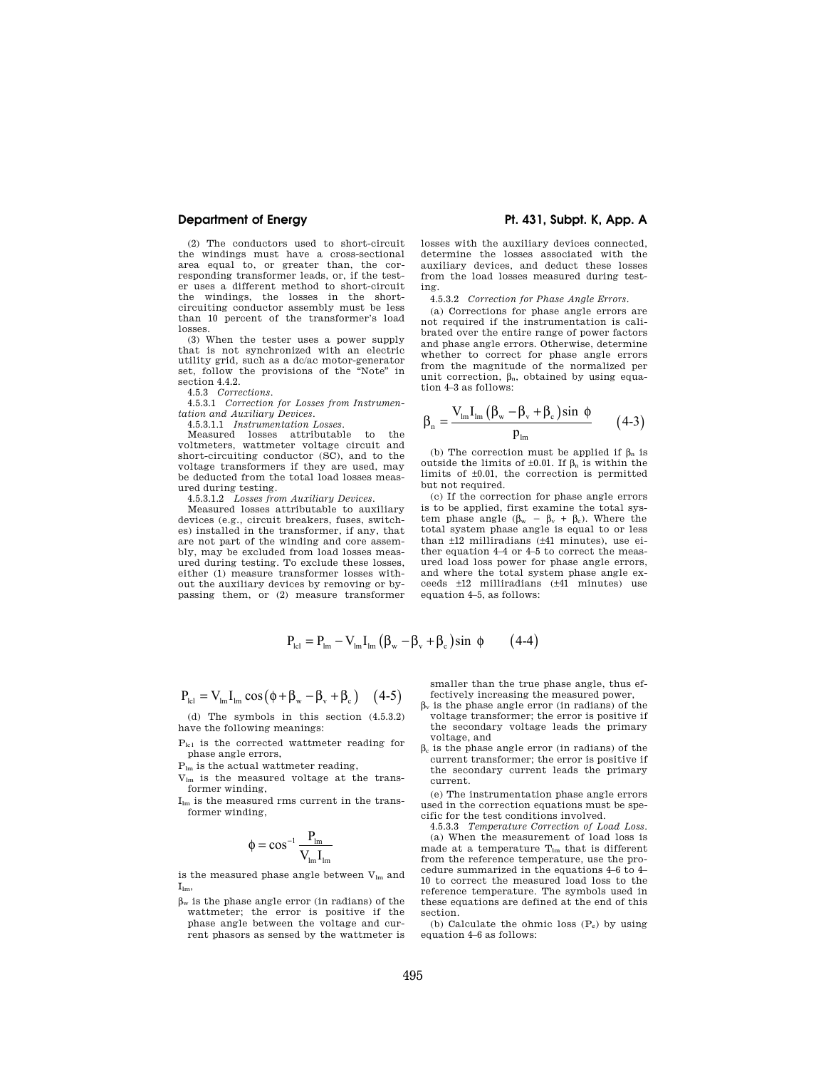(2) The conductors used to short-circuit the windings must have a cross-sectional area equal to, or greater than, the corresponding transformer leads, or, if the tester uses a different method to short-circuit the windings, the losses in the short-circuiting conductor assembly must be less than 10 percent of the transformer's load losses.

(3) When the tester uses a power supply that is not synchronized with an electric utility grid, such as a dc/ac motor-generator set, follow the provisions of the "Note" in section 4.4.2.

4.5.3 *Corrections.*

4.5.3.1 *Correction for Losses from Instrumentation and Auxiliary Devices.*

4.5.3.1.1 *Instrumentation Losses.*

Measured losses attributable to the voltmeters, wattmeter voltage circuit and short-circuiting conductor (SC), and to the voltage transformers if they are used, may be deducted from the total load losses measured during testing.

4.5.3.1.2 *Losses from Auxiliary Devices.*

Measured losses attributable to auxiliary devices (e.g., circuit breakers, fuses, switches) installed in the transformer, if any, that are not part of the winding and core assembly, may be excluded from load losses measured during testing. To exclude these losses, either (1) measure transformer losses without the auxiliary devices by removing or bypassing them, or (2) measure transformer losses with the auxiliary devices connected, determine the losses associated with the auxiliary devices, and deduct these losses from the load losses measured during testing.

4.5.3.2 *Correction for Phase Angle Errors.*

(a) Corrections for phase angle errors are not required if the instrumentation is calibrated over the entire range of power factors and phase angle errors. Otherwise, determine whether to correct for phase angle errors from the magnitude of the normalized per unit correction, $\beta_n$, obtained by using equation 4–3 as follows:

$$\beta_n = \frac{V_{lm} I_{lm} \left(\beta_w - \beta_v + \beta_c\right) \sin\ \phi}{p_{lm}} \qquad (4\text{-}3)$$

(b) The correction must be applied if $\beta_n$ is outside the limits of ±0.01. If $\beta_n$ is within the limits of ±0.01, the correction is permitted but not required.

(c) If the correction for phase angle errors is to be applied, first examine the total system phase angle ($\beta_w - \beta_v + \beta_c$). Where the total system phase angle is equal to or less than ±12 milliradians (±41 minutes), use either equation 4–4 or 4–5 to correct the measured load loss power for phase angle errors, and where the total system phase angle exceeds ±12 milliradians (±41 minutes) use equation 4–5, as follows:

$$P_{lc1} = P_{lm} - V_{lm} I_{lm} \left(\beta_w - \beta_v + \beta_c\right) \sin\ \phi \qquad (4\text{-}4)$$

$$P_{lc1} = V_{lm} I_{lm} \cos\left(\phi + \beta_w - \beta_v + \beta_c\right) \qquad (4\text{-}5)$$

(d) The symbols in this section (4.5.3.2) have the following meanings:

$P_{lc1}$ is the corrected wattmeter reading for phase angle errors,

$P_{lm}$ is the actual wattmeter reading,

$V_{lm}$ is the measured voltage at the transformer winding,

$I_{lm}$ is the measured rms current in the transformer winding,

$$\phi = \cos^{-1} \frac{P_{lm}}{V_{lm} I_{lm}}$$

is the measured phase angle between $V_{lm}$ and $I_{lm}$,

$\beta_w$ is the phase angle error (in radians) of the wattmeter; the error is positive if the phase angle between the voltage and current phasors as sensed by the wattmeter is smaller than the true phase angle, thus effectively increasing the measured power,

$\beta_v$ is the phase angle error (in radians) of the voltage transformer; the error is positive if the secondary voltage leads the primary voltage, and

$\beta_c$ is the phase angle error (in radians) of the current transformer; the error is positive if the secondary current leads the primary current.

(e) The instrumentation phase angle errors used in the correction equations must be specific for the test conditions involved.

4.5.3.3 *Temperature Correction of Load Loss.*

(a) When the measurement of load loss is made at a temperature $T_{lm}$ that is different from the reference temperature, use the procedure summarized in the equations 4–6 to 4–10 to correct the measured load loss to the reference temperature. The symbols used in these equations are defined at the end of this section.

(b) Calculate the ohmic loss ($P_e$) by using equation 4–6 as follows: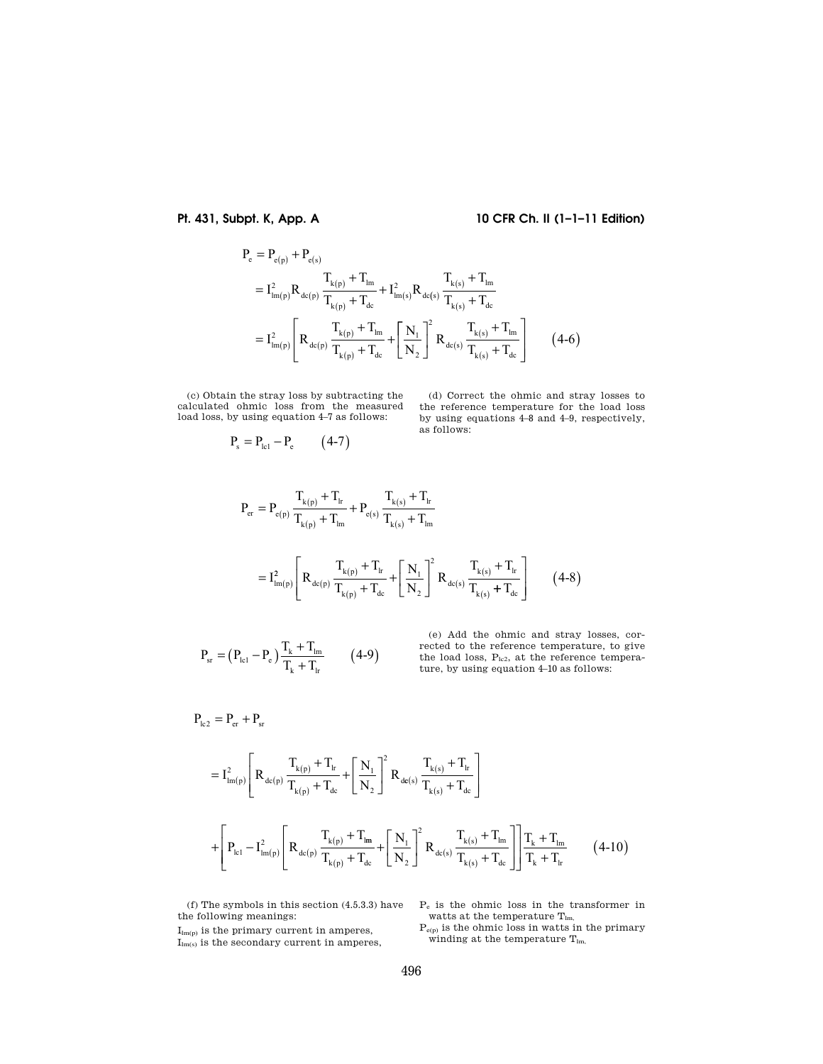$$
\begin{aligned}
P_e &= P_{e(p)} + P_{e(s)} \\
&= I_{lm(p)}^2 R_{dc(p)} \frac{T_{k(p)} + T_{lm}}{T_{k(p)} + T_{dc}} + I_{lm(s)}^2 R_{dc(s)} \frac{T_{k(s)} + T_{lm}}{T_{k(s)} + T_{dc}} \\
&= I_{lm(p)}^2 \left[ R_{dc(p)} \frac{T_{k(p)} + T_{lm}}{T_{k(p)} + T_{dc}} + \left[ \frac{N_1}{N_2} \right]^2 R_{dc(s)} \frac{T_{k(s)} + T_{lm}}{T_{k(s)} + T_{dc}} \right] \qquad (4\text{-}6)
\end{aligned}
$$

(c) Obtain the stray loss by subtracting the calculated ohmic loss from the measured load loss, by using equation 4–7 as follows:

$$
P_s = P_{lc1} - P_e \qquad (4\text{-}7)
$$

(d) Correct the ohmic and stray losses to the reference temperature for the load loss by using equations 4–8 and 4–9, respectively, as follows:

$$
\begin{aligned}
P_{er} &= P_{e(p)} \frac{T_{k(p)} + T_{lr}}{T_{k(p)} + T_{lm}} + P_{e(s)} \frac{T_{k(s)} + T_{lr}}{T_{k(s)} + T_{lm}} \\
&= I_{lm(p)}^2 \left[ R_{dc(p)} \frac{T_{k(p)} + T_{lr}}{T_{k(p)} + T_{dc}} + \left[ \frac{N_1}{N_2} \right]^2 R_{dc(s)} \frac{T_{k(s)} + T_{lr}}{T_{k(s)} + T_{dc}} \right] \qquad (4\text{-}8)
\end{aligned}
$$

$$
P_{sr} = \left(P_{lc1} - P_e\right) \frac{T_k + T_{lm}}{T_k + T_{lr}} \qquad (4\text{-}9)
$$

(e) Add the ohmic and stray losses, corrected to the reference temperature, to give the load loss, $P_{lc2}$, at the reference temperature, by using equation 4–10 as follows:

$$
\begin{aligned}
P_{lc2} &= P_{er} + P_{sr} \\
&= I_{lm(p)}^2 \left[ R_{dc(p)} \frac{T_{k(p)} + T_{lr}}{T_{k(p)} + T_{dc}} + \left[ \frac{N_1}{N_2} \right]^2 R_{dc(s)} \frac{T_{k(s)} + T_{lr}}{T_{k(s)} + T_{dc}} \right] \\
&+ \left[ P_{lc1} - I_{lm(p)}^2 \left[ R_{dc(p)} \frac{T_{k(p)} + T_{lm}}{T_{k(p)} + T_{dc}} + \left[ \frac{N_1}{N_2} \right]^2 R_{dc(s)} \frac{T_{k(s)} + T_{lm}}{T_{k(s)} + T_{dc}} \right] \right] \frac{T_k + T_{lm}}{T_k + T_{lr}} \qquad (4\text{-}10)
\end{aligned}
$$

(f) The symbols in this section (4.5.3.3) have the following meanings:

$I_{lm(p)}$ is the primary current in amperes,

$I_{lm(s)}$ is the secondary current in amperes,

$P_e$ is the ohmic loss in the transformer in watts at the temperature $T_{lm}$.

$P_{e(p)}$ is the ohmic loss in watts in the primary winding at the temperature $T_{lm}$.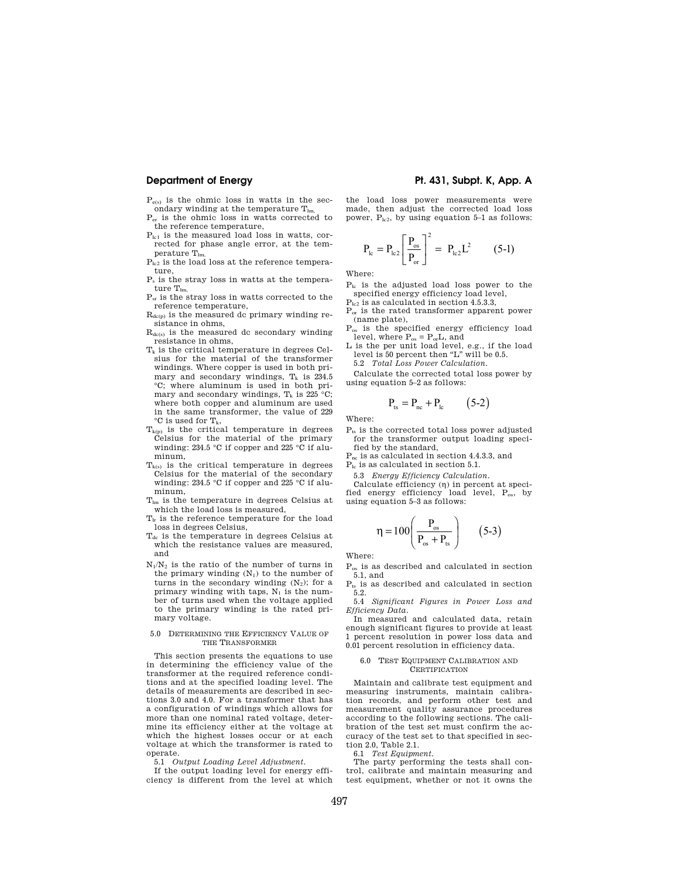$P_{e(s)}$ is the ohmic loss in watts in the secondary winding at the temperature $T_{lm}$,

$P_{er}$ is the ohmic loss in watts corrected to the reference temperature,

$P_{lc1}$ is the measured load loss in watts, corrected for phase angle error, at the temperature $T_{lm}$,

$P_{lc2}$ is the load loss at the reference temperature,

$P_s$ is the stray loss in watts at the temperature $T_{lm}$,

$P_{sr}$ is the stray loss in watts corrected to the reference temperature,

$R_{dc(p)}$ is the measured dc primary winding resistance in ohms,

$R_{dc(s)}$ is the measured dc secondary winding resistance in ohms,

$T_k$ is the critical temperature in degrees Celsius for the material of the transformer windings. Where copper is used in both primary and secondary windings, $T_k$ is 234.5 °C; where aluminum is used in both primary and secondary windings, $T_k$ is 225 °C; where both copper and aluminum are used in the same transformer, the value of 229 °C is used for $T_k$,

$T_{k(p)}$ is the critical temperature in degrees Celsius for the material of the primary winding: 234.5 °C if copper and 225 °C if aluminum,

$T_{k(s)}$ is the critical temperature in degrees Celsius for the material of the secondary winding: 234.5 °C if copper and 225 °C if aluminum,

$T_{lm}$ is the temperature in degrees Celsius at which the load loss is measured,

$T_{lr}$ is the reference temperature for the load loss in degrees Celsius,

$T_{dc}$ is the temperature in degrees Celsius at which the resistance values are measured, and

$N_1/N_2$ is the ratio of the number of turns in the primary winding ($N_1$) to the number of turns in the secondary winding ($N_2$); for a primary winding with taps, $N_1$ is the number of turns used when the voltage applied to the primary winding is the rated primary voltage.

## 5.0 Determining the Efficiency Value of the Transformer

This section presents the equations to use in determining the efficiency value of the transformer at the required reference conditions and at the specified loading level. The details of measurements are described in sections 3.0 and 4.0. For a transformer that has a configuration of windings which allows for more than one nominal rated voltage, determine its efficiency either at the voltage at which the highest losses occur or at each voltage at which the transformer is rated to operate.

5.1 *Output Loading Level Adjustment.*

If the output loading level for energy efficiency is different from the level at which the load loss power measurements were made, then adjust the corrected load loss power, $P_{lc2}$, by using equation 5-1 as follows:

$$P_{lc} = P_{lc2}\left[\frac{P_{os}}{P_{or}}\right]^2 = P_{lc2}L^2 \qquad (5\text{-}1)$$

Where:

$P_{lc}$ is the adjusted load loss power to the specified energy efficiency load level,

$P_{lc2}$ is as calculated in section 4.5.3.3,

$P_{or}$ is the rated transformer apparent power (name plate),

$P_{os}$ is the specified energy efficiency load level, where $P_{os} = P_{or}L$, and

L is the per unit load level, e.g., if the load level is 50 percent then "L" will be 0.5.

5.2 *Total Loss Power Calculation.*

Calculate the corrected total loss power by using equation 5-2 as follows:

$$P_{ts} = P_{nc} + P_{lc} \qquad (5\text{-}2)$$

Where:

$P_{ts}$ is the corrected total loss power adjusted for the transformer output loading specified by the standard,

$P_{nc}$ is as calculated in section 4.4.3.3, and

$P_{lc}$ is as calculated in section 5.1.

5.3 *Energy Efficiency Calculation.*

Calculate efficiency (η) in percent at specified energy efficiency load level, $P_{os}$, by using equation 5-3 as follows:

$$\eta = 100\left(\frac{P_{os}}{P_{os} + P_{ts}}\right) \qquad (5\text{-}3)$$

Where:

$P_{os}$ is as described and calculated in section 5.1, and

$P_{ts}$ is as described and calculated in section 5.2.

5.4 *Significant Figures in Power Loss and Efficiency Data.*

In measured and calculated data, retain enough significant figures to provide at least 1 percent resolution in power loss data and 0.01 percent resolution in efficiency data.

## 6.0 Test Equipment Calibration and Certification

Maintain and calibrate test equipment and measuring instruments, maintain calibration records, and perform other test and measurement quality assurance procedures according to the following sections. The calibration of the test set must confirm the accuracy of the test set to that specified in section 2.0, Table 2.1.

6.1 *Test Equipment.*

The party performing the tests shall control, calibrate and maintain measuring and test equipment, whether or not it owns the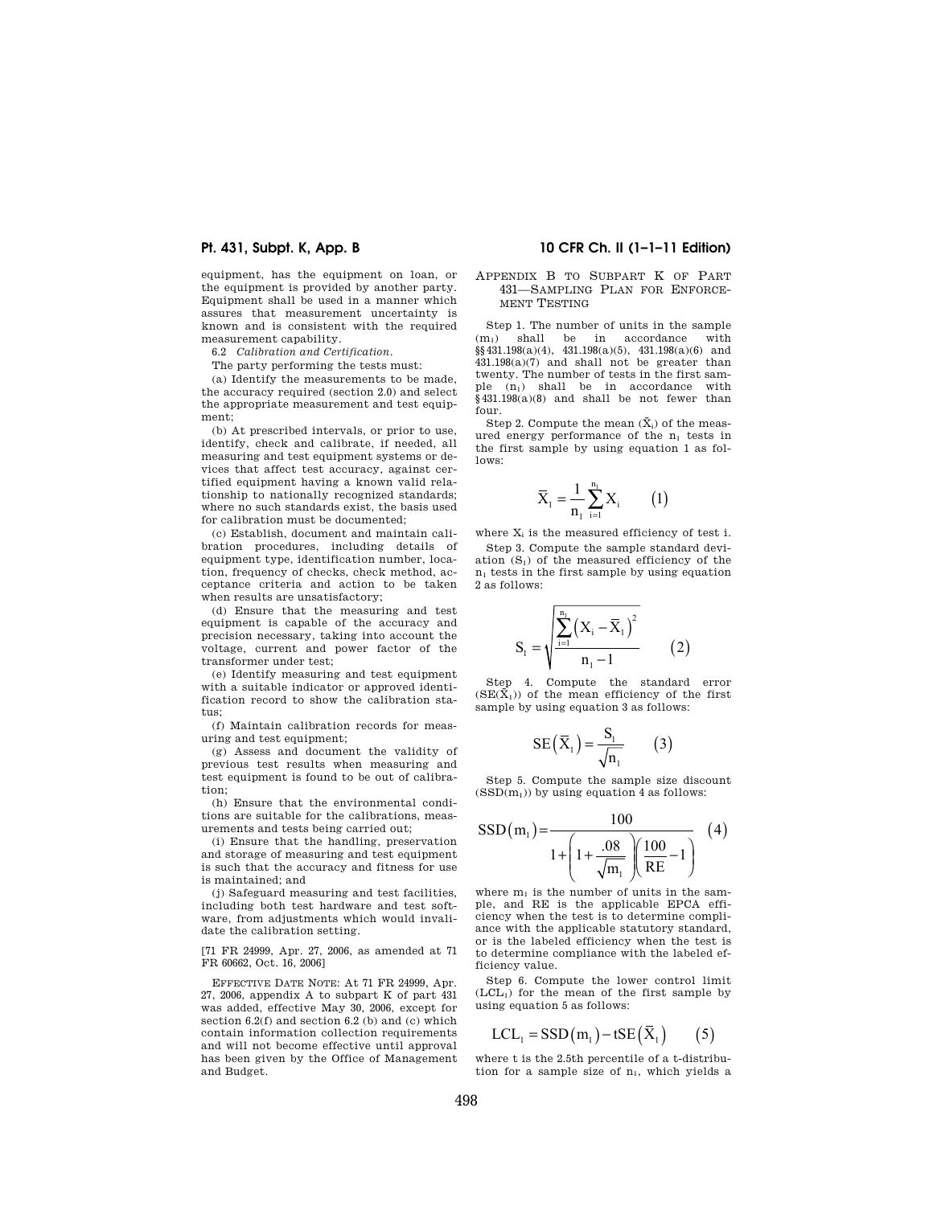equipment, has the equipment on loan, or the equipment is provided by another party. Equipment shall be used in a manner which assures that measurement uncertainty is known and is consistent with the required measurement capability.

6.2 *Calibration and Certification*.

The party performing the tests must:

(a) Identify the measurements to be made, the accuracy required (section 2.0) and select the appropriate measurement and test equipment;

(b) At prescribed intervals, or prior to use, identify, check and calibrate, if needed, all measuring and test equipment systems or devices that affect test accuracy, against certified equipment having a known valid relationship to nationally recognized standards; where no such standards exist, the basis used for calibration must be documented;

(c) Establish, document and maintain calibration procedures, including details of equipment type, identification number, location, frequency of checks, check method, acceptance criteria and action to be taken when results are unsatisfactory;

(d) Ensure that the measuring and test equipment is capable of the accuracy and precision necessary, taking into account the voltage, current and power factor of the transformer under test;

(e) Identify measuring and test equipment with a suitable indicator or approved identification record to show the calibration status;

(f) Maintain calibration records for measuring and test equipment;

(g) Assess and document the validity of previous test results when measuring and test equipment is found to be out of calibration;

(h) Ensure that the environmental conditions are suitable for the calibrations, measurements and tests being carried out;

(i) Ensure that the handling, preservation and storage of measuring and test equipment is such that the accuracy and fitness for use is maintained; and

(j) Safeguard measuring and test facilities, including both test hardware and test software, from adjustments which would invalidate the calibration setting.

[71 FR 24999, Apr. 27, 2006, as amended at 71 FR 60662, Oct. 16, 2006]

EFFECTIVE DATE NOTE: At 71 FR 24999, Apr. 27, 2006, appendix A to subpart K of part 431 was added, effective May 30, 2006, except for section 6.2(f) and section 6.2 (b) and (c) which contain information collection requirements and will not become effective until approval has been given by the Office of Management and Budget.

## APPENDIX B TO SUBPART K OF PART 431—SAMPLING PLAN FOR ENFORCEMENT TESTING

Step 1. The number of units in the sample ($m_1$) shall be in accordance with §§431.198(a)(4), 431.198(a)(5), 431.198(a)(6) and 431.198(a)(7) and shall not be greater than twenty. The number of tests in the first sample ($n_1$) shall be in accordance with §431.198(a)(8) and shall be not fewer than four.

Step 2. Compute the mean ($\bar{X}_1$) of the measured energy performance of the $n_1$ tests in the first sample by using equation 1 as follows:

$$\bar{X}_1 = \frac{1}{n_1}\sum_{i=1}^{n_1} X_i \qquad (1)$$

where $X_i$ is the measured efficiency of test i.

Step 3. Compute the sample standard deviation ($S_1$) of the measured efficiency of the $n_1$ tests in the first sample by using equation 2 as follows:

$$S_1 = \sqrt{\frac{\sum_{i=1}^{n_1}\left(X_i - \bar{X}_1\right)^2}{n_1 - 1}} \qquad (2)$$

Step 4. Compute the standard error ($SE(\bar{X}_1)$) of the mean efficiency of the first sample by using equation 3 as follows:

$$SE\left(\bar{X}_1\right) = \frac{S_1}{\sqrt{n_1}} \qquad (3)$$

Step 5. Compute the sample size discount ($SSD(m_1)$) by using equation 4 as follows:

$$SSD\left(m_1\right) = \frac{100}{1 + \left(1 + \frac{.08}{\sqrt{m_1}}\right)\left(\frac{100}{RE} - 1\right)} \qquad (4)$$

where $m_1$ is the number of units in the sample, and RE is the applicable EPCA efficiency when the test is to determine compliance with the applicable statutory standard, or is the labeled efficiency when the test is to determine compliance with the labeled efficiency value.

Step 6. Compute the lower control limit ($LCL_1$) for the mean of the first sample by using equation 5 as follows:

$$LCL_1 = SSD\left(m_1\right) - tSE\left(\bar{X}_1\right) \qquad (5)$$

where t is the 2.5th percentile of a t-distribution for a sample size of $n_1$, which yields a